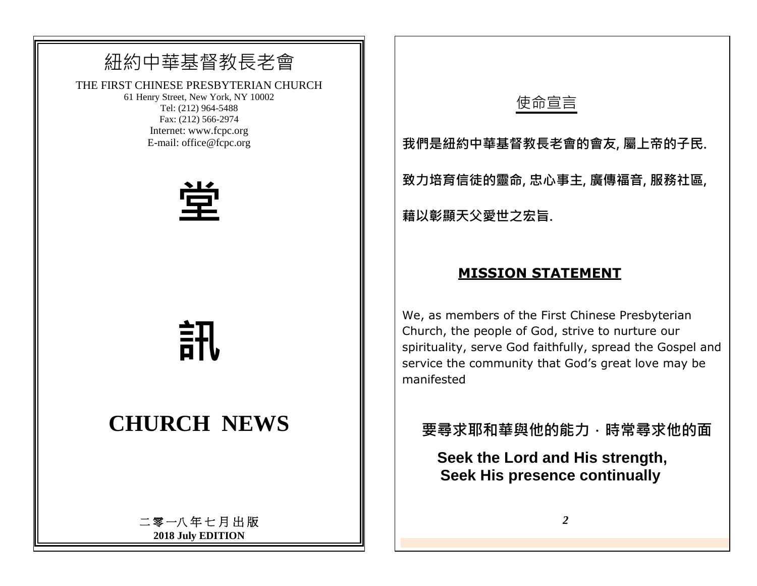# 紐約中華基督教長老會

THE FIRST CHINESE PRESBYTERIAN CHURCH

61 Henry Street, New York, NY 10002

Tel: (212) 964-5488

Fax: (212) 566-2974

Internet: www.fcpc.org

E-mail: office@fcpc.org

# 堂

# 訊

# CHURCH NEWS

二零一八年七月出版

**2018 July EDITION**

## 使命宣言

**我們是紐約中華基督教長老會的會友, 屬上帝的子民.**

**致力培育信徒的靈命, 忠心事主, 廣傳福音, 服務社區,**

**藉以彰顯天父愛世之宏旨.**

## MISSION STATEMENT

We, as members of the First Chinese Presbyterian Church, the people of God, strive to nurture our spirituality, serve God faithfully, spread the Gospel and service the community that God's great love may be manifested

**要尋求耶和華與他的能力．時常尋求他的面**

**Seek the Lord and His strength,**
**Seek His presence continually**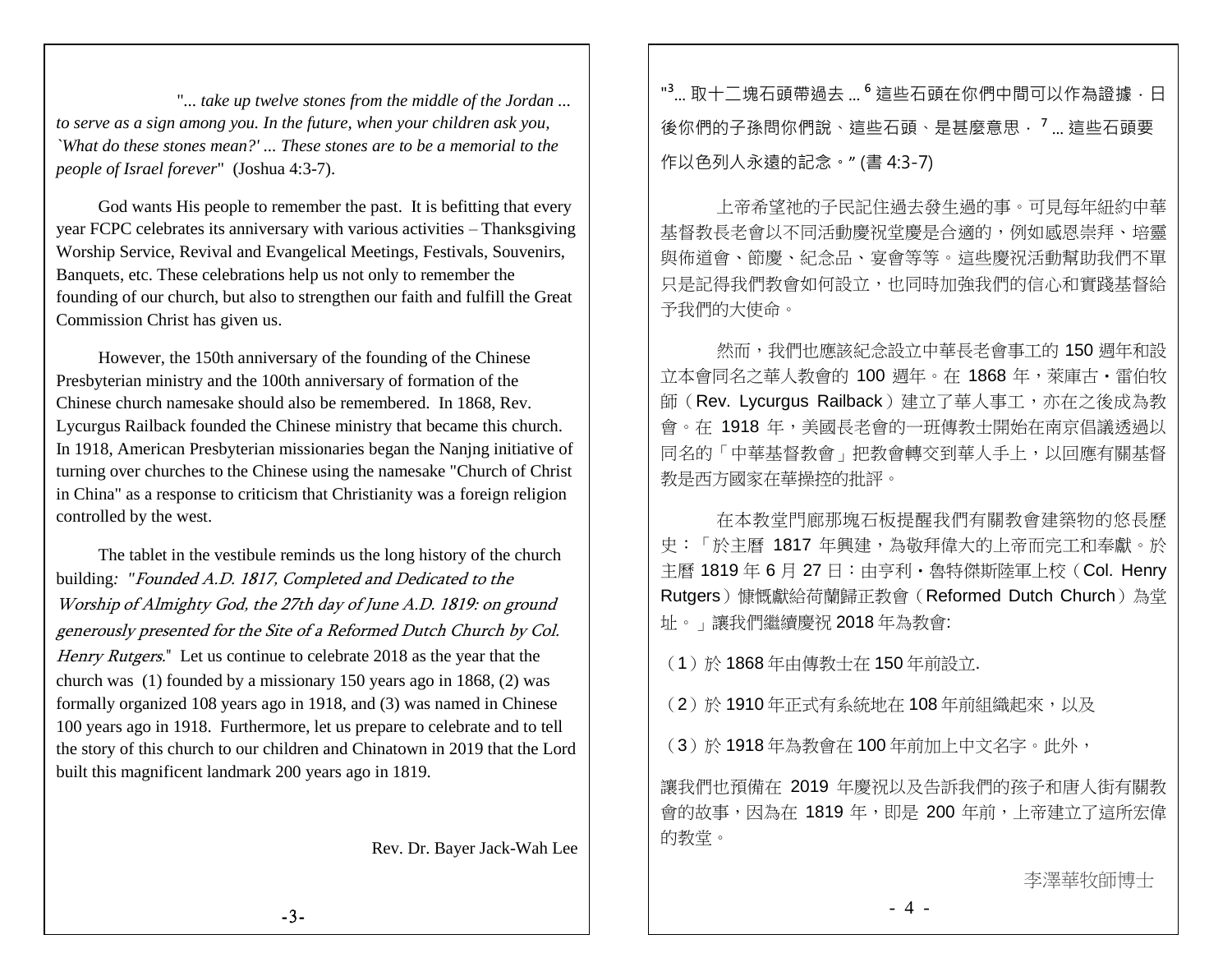*"... take up twelve stones from the middle of the Jordan ... to serve as a sign among you. In the future, when your children ask you, `What do these stones mean?' ... These stones are to be a memorial to the people of Israel forever"* (Joshua 4:3-7).

God wants His people to remember the past. It is befitting that every year FCPC celebrates its anniversary with various activities – Thanksgiving Worship Service, Revival and Evangelical Meetings, Festivals, Souvenirs, Banquets, etc. These celebrations help us not only to remember the founding of our church, but also to strengthen our faith and fulfill the Great Commission Christ has given us.

However, the 150th anniversary of the founding of the Chinese Presbyterian ministry and the 100th anniversary of formation of the Chinese church namesake should also be remembered. In 1868, Rev. Lycurgus Railback founded the Chinese ministry that became this church. In 1918, American Presbyterian missionaries began the Nanjng initiative of turning over churches to the Chinese using the namesake "Church of Christ in China" as a response to criticism that Christianity was a foreign religion controlled by the west.

The tablet in the vestibule reminds us the long history of the church building: *"Founded A.D. 1817, Completed and Dedicated to the Worship of Almighty God, the 27th day of June A.D. 1819: on ground generously presented for the Site of a Reformed Dutch Church by Col. Henry Rutgers."* Let us continue to celebrate 2018 as the year that the church was (1) founded by a missionary 150 years ago in 1868, (2) was formally organized 108 years ago in 1918, and (3) was named in Chinese 100 years ago in 1918. Furthermore, let us prepare to celebrate and to tell the story of this church to our children and Chinatown in 2019 that the Lord built this magnificent landmark 200 years ago in 1819.

Rev. Dr. Bayer Jack-Wah Lee

"[3]... 取十二塊石頭帶過去 ... [6] 這些石頭在你們中間可以作為證據．日後你們的子孫問你們說、這些石頭、是甚麼意思．[7] ... 這些石頭要作以色列人永遠的記念。" (書 4:3-7)

上帝希望祂的子民記住過去發生過的事。可見每年紐約中華基督教長老會以不同活動慶祝堂慶是合適的，例如感恩崇拜、培靈與佈道會、節慶、紀念品、宴會等等。這些慶祝活動幫助我們不單只是記得我們教會如何設立，也同時加強我們的信心和實踐基督給予我們的大使命。

然而，我們也應該紀念設立中華長老會事工的 150 週年和設立本會同名之華人教會的 100 週年。在 1868 年，萊庫古・雷伯牧師（Rev. Lycurgus Railback）建立了華人事工，亦在之後成為教會。在 1918 年，美國長老會的一班傳教士開始在南京倡議透過以同名的「中華基督教會」把教會轉交到華人手上，以回應有關基督教是西方國家在華操控的批評。

在本教堂門廊那塊石板提醒我們有關教會建築物的悠長歷史：「於主曆 1817 年興建，為敬拜偉大的上帝而完工和奉獻。於主曆 1819 年 6 月 27 日：由亨利・魯特傑斯陸軍上校（Col. Henry Rutgers）慷慨獻給荷蘭歸正教會（Reformed Dutch Church）為堂址。」讓我們繼續慶祝 2018 年為教會:

（1）於 1868 年由傳教士在 150 年前設立.

（2）於 1910 年正式有系統地在 108 年前組織起來，以及

（3）於 1918 年為教會在 100 年前加上中文名字。此外，

讓我們也預備在 2019 年慶祝以及告訴我們的孩子和唐人街有關教會的故事，因為在 1819 年，即是 200 年前，上帝建立了這所宏偉的教堂。

李澤華牧師博士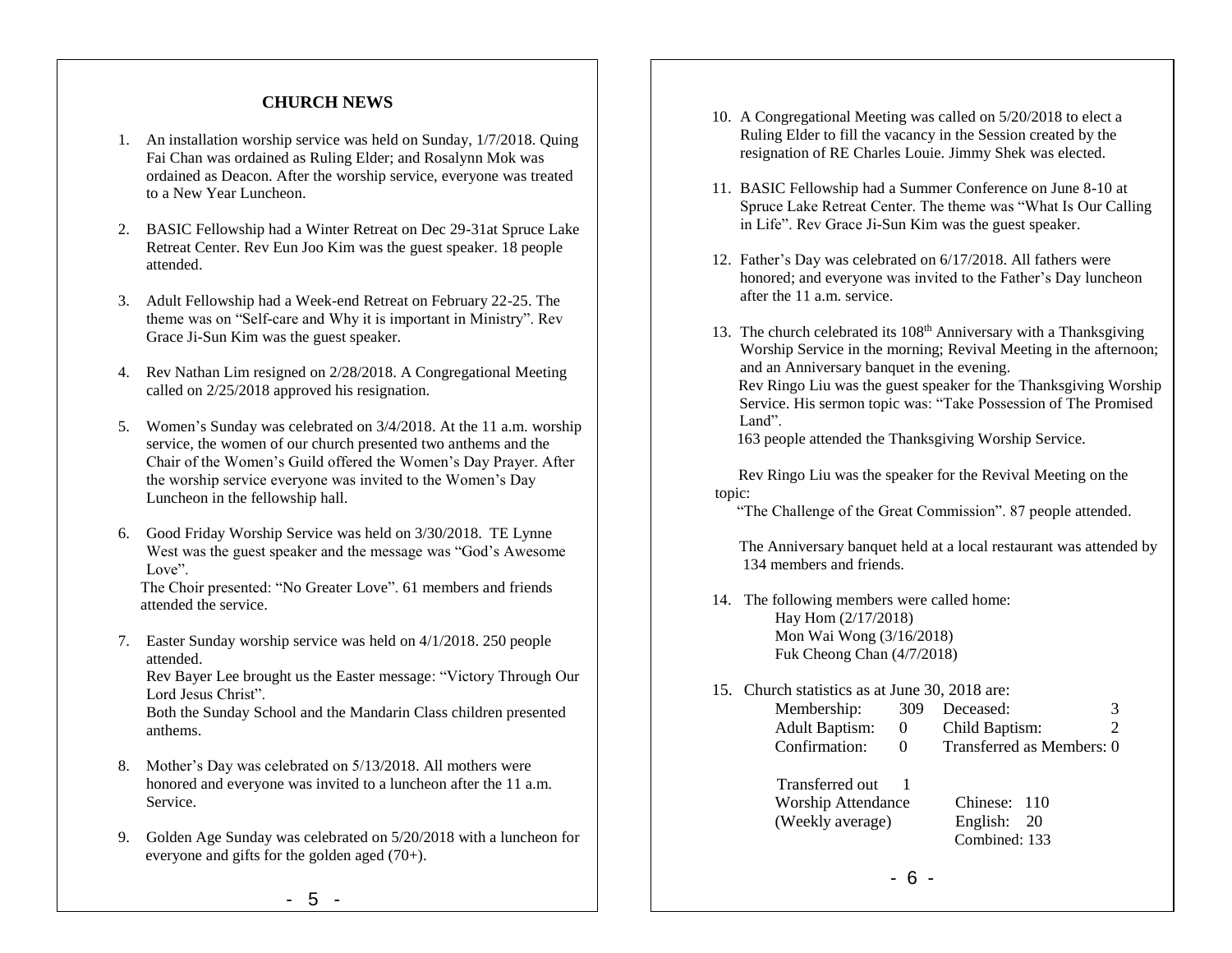## CHURCH NEWS

1. An installation worship service was held on Sunday, 1/7/2018. Quing Fai Chan was ordained as Ruling Elder; and Rosalynn Mok was ordained as Deacon. After the worship service, everyone was treated to a New Year Luncheon.

2. BASIC Fellowship had a Winter Retreat on Dec 29-31at Spruce Lake Retreat Center. Rev Eun Joo Kim was the guest speaker. 18 people attended.

3. Adult Fellowship had a Week-end Retreat on February 22-25. The theme was on "Self-care and Why it is important in Ministry". Rev Grace Ji-Sun Kim was the guest speaker.

4. Rev Nathan Lim resigned on 2/28/2018. A Congregational Meeting called on 2/25/2018 approved his resignation.

5. Women's Sunday was celebrated on 3/4/2018. At the 11 a.m. worship service, the women of our church presented two anthems and the Chair of the Women's Guild offered the Women's Day Prayer. After the worship service everyone was invited to the Women's Day Luncheon in the fellowship hall.

6. Good Friday Worship Service was held on 3/30/2018. TE Lynne West was the guest speaker and the message was "God's Awesome Love".
   The Choir presented: "No Greater Love". 61 members and friends attended the service.

7. Easter Sunday worship service was held on 4/1/2018. 250 people attended.
   Rev Bayer Lee brought us the Easter message: "Victory Through Our Lord Jesus Christ".
   Both the Sunday School and the Mandarin Class children presented anthems.

8. Mother's Day was celebrated on 5/13/2018. All mothers were honored and everyone was invited to a luncheon after the 11 a.m. Service.

9. Golden Age Sunday was celebrated on 5/20/2018 with a luncheon for everyone and gifts for the golden aged (70+).

10. A Congregational Meeting was called on 5/20/2018 to elect a Ruling Elder to fill the vacancy in the Session created by the resignation of RE Charles Louie. Jimmy Shek was elected.

11. BASIC Fellowship had a Summer Conference on June 8-10 at Spruce Lake Retreat Center. The theme was "What Is Our Calling in Life". Rev Grace Ji-Sun Kim was the guest speaker.

12. Father's Day was celebrated on 6/17/2018. All fathers were honored; and everyone was invited to the Father's Day luncheon after the 11 a.m. service.

13. The church celebrated its 108th Anniversary with a Thanksgiving Worship Service in the morning; Revival Meeting in the afternoon; and an Anniversary banquet in the evening.
    Rev Ringo Liu was the guest speaker for the Thanksgiving Worship Service. His sermon topic was: "Take Possession of The Promised Land".
    163 people attended the Thanksgiving Worship Service.

    Rev Ringo Liu was the speaker for the Revival Meeting on the topic:
    "The Challenge of the Great Commission". 87 people attended.

    The Anniversary banquet held at a local restaurant was attended by 134 members and friends.

14. The following members were called home:
    - Hay Hom (2/17/2018)
    - Mon Wai Wong (3/16/2018)
    - Fuk Cheong Chan (4/7/2018)

15. Church statistics as at June 30, 2018 are:

| | | | |
|---|---|---|---|
| Membership: | 309 | Deceased: | 3 |
| Adult Baptism: | 0 | Child Baptism: | 2 |
| Confirmation: | 0 | Transferred as Members: | 0 |
| Transferred out | 1 | | |
| Worship Attendance (Weekly average) | | Chinese: 110<br>English: 20<br>Combined: 133 | |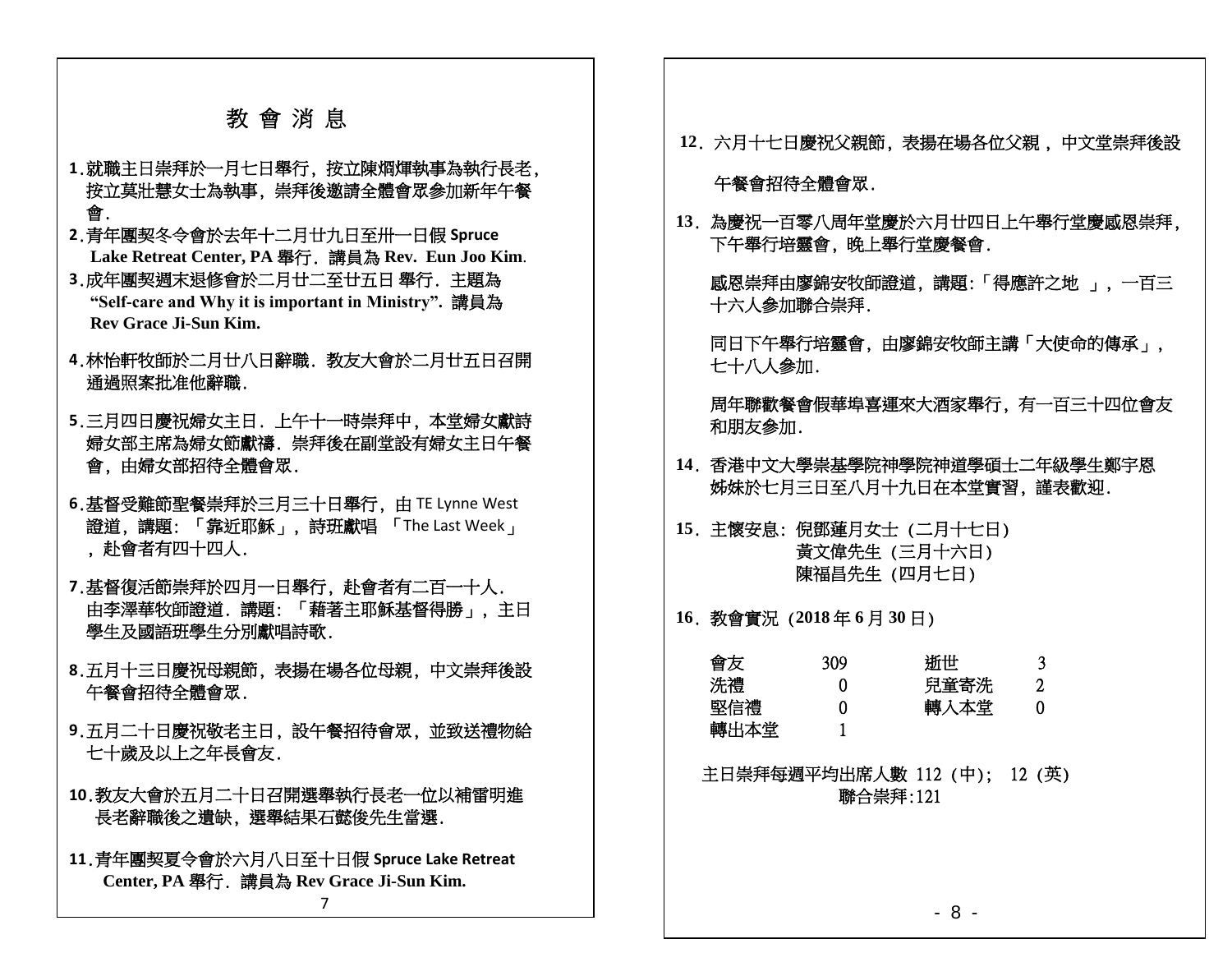# 教 會 消 息

1.就職主日崇拜於一月七日舉行，按立陳炯輝執事為執行長老，按立莫壯慧女士為執事，崇拜後邀請全體會眾參加新年午餐會.

2.青年團契冬令會於去年十二月廿九日至卅一日假 Spruce Lake Retreat Center, PA 舉行．講員為 **Rev. Eun Joo Kim**.

3.成年團契週末退修會於二月廿二至廿五日 舉行．主題為 **“Self-care and Why it is important in Ministry”.** 講員為 **Rev Grace Ji-Sun Kim.**

4.林怡軒牧師於二月廿八日辭職．教友大會於二月廿五日召開通過照案批准他辭職.

5.三月四日慶祝婦女主日．上午十一時崇拜中，本堂婦女獻詩婦女部主席為婦女節獻禱．崇拜後在副堂設有婦女主日午餐會，由婦女部招待全體會眾.

6.基督受難節聖餐崇拜於三月三十日舉行，由 TE Lynne West 證道，講題: 「靠近耶穌」，詩班獻唱 「The Last Week」，赴會者有四十四人.

7.基督復活節崇拜於四月一日舉行，赴會者有二百一十人．由李澤華牧師證道．講題: 「藉著主耶穌基督得勝」，主日學生及國語班學生分別獻唱詩歌.

8.五月十三日慶祝母親節，表揚在場各位母親，中文崇拜後設午餐會招待全體會眾.

9.五月二十日慶祝敬老主日，設午餐招待會眾，並致送禮物給七十歲及以上之年長會友.

10.教友大會於五月二十日召開選舉執行長老一位以補雷明進長老辭職後之遺缺，選舉結果石懿俊先生當選.

11.青年團契夏令會於六月八日至十日假 Spruce Lake Retreat Center, PA 舉行．講員為 **Rev Grace Ji-Sun Kim.**

12．六月十七日慶祝父親節，表揚在場各位父親，中文堂崇拜後設午餐會招待全體會眾.

13．為慶祝一百零八周年堂慶於六月廿四日上午舉行堂慶感恩崇拜，下午舉行培靈會，晚上舉行堂慶餐會.

感恩崇拜由廖錦安牧師證道，講題:「得應許之地 」，一百三十六人參加聯合崇拜.

同日下午舉行培靈會，由廖錦安牧師主講「大使命的傳承」，七十八人參加.

周年聯歡餐會假華埠喜運來大酒家舉行，有一百三十四位會友和朋友參加.

14．香港中文大學崇基學院神學院神道學碩士二年級學生鄭宇恩姊妹於七月三日至八月十九日在本堂實習，謹表歡迎.

15．主懷安息：倪鄧蓮月女士（二月十七日）
黃文偉先生（三月十六日）
陳福昌先生（四月七日）

16．教會實況（**2018** 年 **6** 月 **30** 日）

| | | | |
|---|---|---|---|
| 會友 | 309 | 逝世 | 3 |
| 洗禮 | 0 | 兒童寄洗 | 2 |
| 堅信禮 | 0 | 轉入本堂 | 0 |
| 轉出本堂 | 1 | | |

主日崇拜每週平均出席人數 112（中）; 12（英）
聯合崇拜:121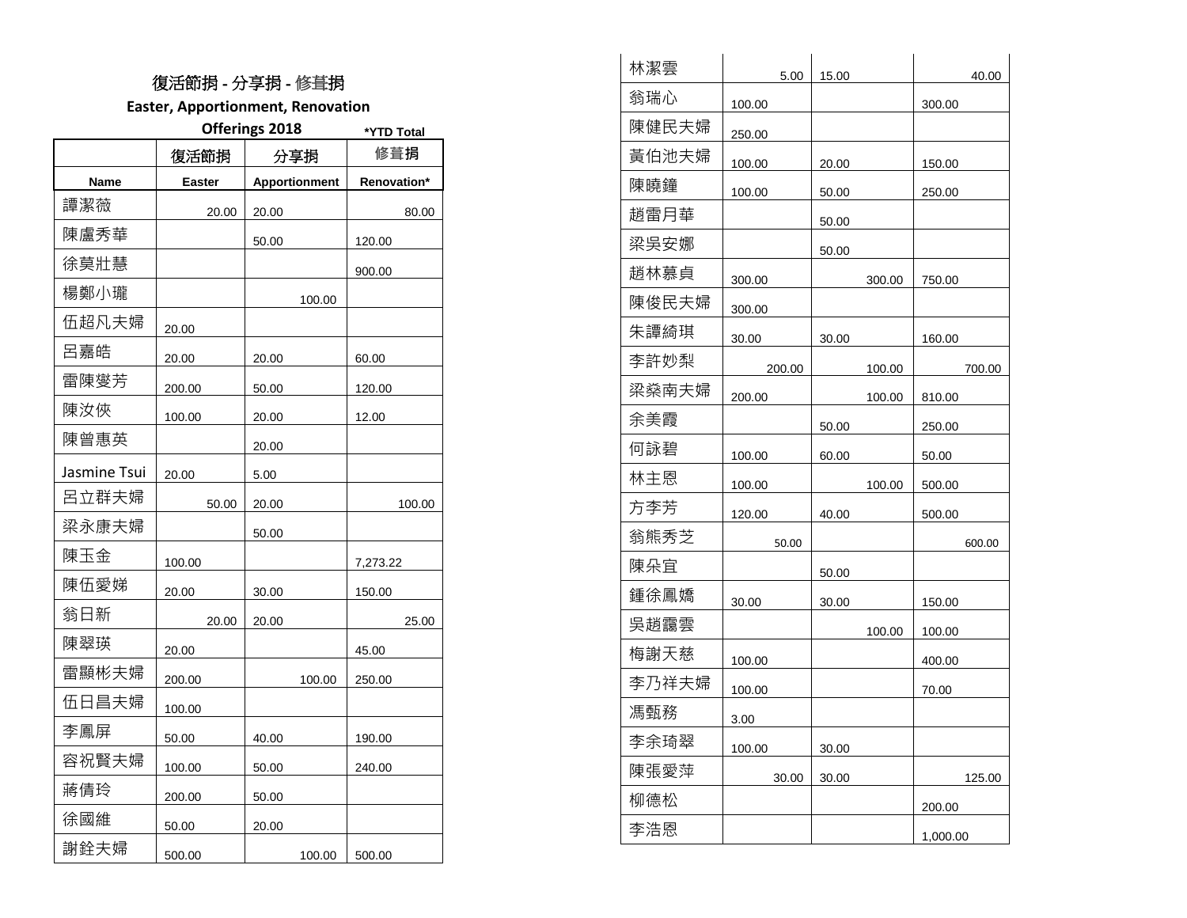# 復活節捐 - 分享捐 - 修葺捐

## Easter, Apportionment, Renovation

## Offerings 2018

*YTD Total

| | 復活節捐 | 分享捐 | 修葺捐 |
|---|---|---|---|
| **Name** | **Easter** | **Apportionment** | **Renovation*** |
| 譚潔薇 | 20.00 | 20.00 | 80.00 |
| 陳盧秀華 | | 50.00 | 120.00 |
| 徐莫壯慧 | | | 900.00 |
| 楊鄭小瓏 | | 100.00 | |
| 伍超凡夫婦 | 20.00 | | |
| 呂嘉皓 | 20.00 | 20.00 | 60.00 |
| 雷陳燮芳 | 200.00 | 50.00 | 120.00 |
| 陳汝俠 | 100.00 | 20.00 | 12.00 |
| 陳曾惠英 | | 20.00 | |
| Jasmine Tsui | 20.00 | 5.00 | |
| 呂立群夫婦 | 50.00 | 20.00 | 100.00 |
| 梁永康夫婦 | | 50.00 | |
| 陳玉金 | 100.00 | | 7,273.22 |
| 陳伍愛娣 | 20.00 | 30.00 | 150.00 |
| 翁日新 | 20.00 | 20.00 | 25.00 |
| 陳翠瑛 | 20.00 | | 45.00 |
| 雷顯彬夫婦 | 200.00 | 100.00 | 250.00 |
| 伍日昌夫婦 | 100.00 | | |
| 李鳳屏 | 50.00 | 40.00 | 190.00 |
| 容祝賢夫婦 | 100.00 | 50.00 | 240.00 |
| 蔣倩玲 | 200.00 | 50.00 | |
| 徐國維 | 50.00 | 20.00 | |
| 謝銓夫婦 | 500.00 | 100.00 | 500.00 |
| 林潔雲 | 5.00 | 15.00 | 40.00 |
| 翁瑞心 | 100.00 | | 300.00 |
| 陳健民夫婦 | 250.00 | | |
| 黃伯池夫婦 | 100.00 | 20.00 | 150.00 |
| 陳曉鐘 | 100.00 | 50.00 | 250.00 |
| 趙雷月華 | | 50.00 | |
| 梁吳安娜 | | 50.00 | |
| 趙林慕貞 | 300.00 | 300.00 | 750.00 |
| 陳俊民夫婦 | 300.00 | | |
| 朱譚綺琪 | 30.00 | 30.00 | 160.00 |
| 李許妙梨 | 200.00 | 100.00 | 700.00 |
| 梁燊南夫婦 | 200.00 | 100.00 | 810.00 |
| 余美霞 | | 50.00 | 250.00 |
| 何詠碧 | 100.00 | 60.00 | 50.00 |
| 林主恩 | 100.00 | 100.00 | 500.00 |
| 方李芳 | 120.00 | 40.00 | 500.00 |
| 翁熊秀芝 | 50.00 | | 600.00 |
| 陳朵宜 | | 50.00 | |
| 鍾徐鳳嬌 | 30.00 | 30.00 | 150.00 |
| 吳趙靄雲 | | 100.00 | 100.00 |
| 梅謝天慈 | 100.00 | | 400.00 |
| 李乃祥夫婦 | 100.00 | | 70.00 |
| 馮甄務 | 3.00 | | |
| 李余琦翠 | 100.00 | 30.00 | |
| 陳張愛萍 | 30.00 | 30.00 | 125.00 |
| 柳德松 | | | 200.00 |
| 李浩恩 | | | 1,000.00 |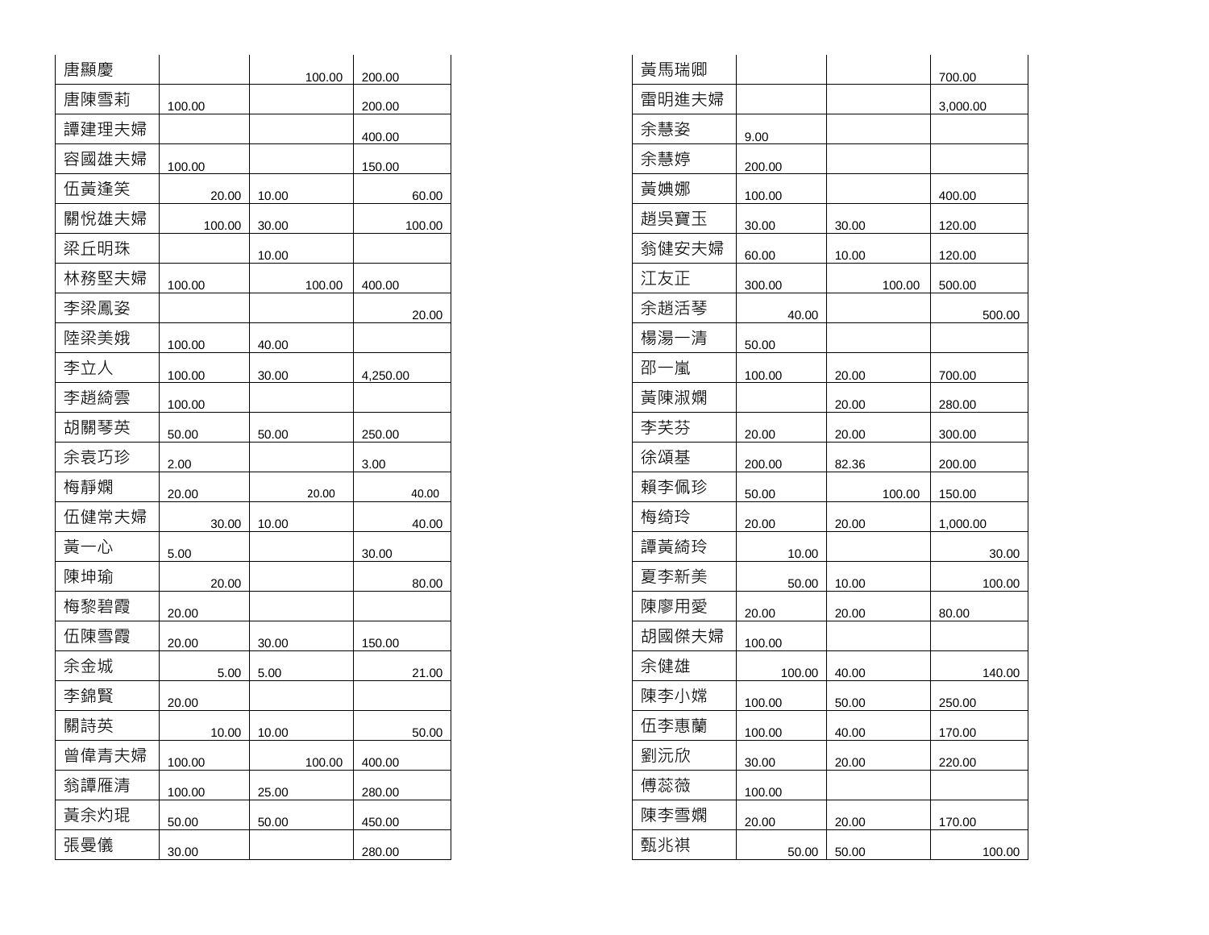| | | | |
|---|---|---|---|
| 唐顯慶 | | 100.00 | 200.00 |
| 唐陳雪莉 | 100.00 | | 200.00 |
| 譚建理夫婦 | | | 400.00 |
| 容國雄夫婦 | 100.00 | | 150.00 |
| 伍黃逢笑 | 20.00 | 10.00 | 60.00 |
| 關悅雄夫婦 | 100.00 | 30.00 | 100.00 |
| 梁丘明珠 | | 10.00 | |
| 林務堅夫婦 | 100.00 | 100.00 | 400.00 |
| 李梁鳳姿 | | | 20.00 |
| 陸梁美娥 | 100.00 | 40.00 | |
| 李立人 | 100.00 | 30.00 | 4,250.00 |
| 李趙綺雲 | 100.00 | | |
| 胡關琴英 | 50.00 | 50.00 | 250.00 |
| 余袁巧珍 | 2.00 | | 3.00 |
| 梅靜嫻 | 20.00 | 20.00 | 40.00 |
| 伍健常夫婦 | 30.00 | 10.00 | 40.00 |
| 黃一心 | 5.00 | | 30.00 |
| 陳坤瑜 | 20.00 | | 80.00 |
| 梅黎碧霞 | 20.00 | | |
| 伍陳雪霞 | 20.00 | 30.00 | 150.00 |
| 余金城 | 5.00 | 5.00 | 21.00 |
| 李錦賢 | 20.00 | | |
| 關詩英 | 10.00 | 10.00 | 50.00 |
| 曾偉青夫婦 | 100.00 | 100.00 | 400.00 |
| 翁譚雁清 | 100.00 | 25.00 | 280.00 |
| 黃余灼琨 | 50.00 | 50.00 | 450.00 |
| 張曼儀 | 30.00 | | 280.00 |

| | | | |
|---|---|---|---|
| 黃馬瑞卿 | | | 700.00 |
| 雷明進夫婦 | | | 3,000.00 |
| 余慧姿 | 9.00 | | |
| 余慧婷 | 200.00 | | |
| 黃媄娜 | 100.00 | | 400.00 |
| 趙吳寶玉 | 30.00 | 30.00 | 120.00 |
| 翁健安夫婦 | 60.00 | 10.00 | 120.00 |
| 江友正 | 300.00 | 100.00 | 500.00 |
| 余趙活琴 | 40.00 | | 500.00 |
| 楊湯一清 | 50.00 | | |
| 邵一嵐 | 100.00 | 20.00 | 700.00 |
| 黃陳淑嫻 | | 20.00 | 280.00 |
| 李芙芬 | 20.00 | 20.00 | 300.00 |
| 徐頌基 | 200.00 | 82.36 | 200.00 |
| 賴李佩珍 | 50.00 | 100.00 | 150.00 |
| 梅綺玲 | 20.00 | 20.00 | 1,000.00 |
| 譚黃綺玲 | 10.00 | | 30.00 |
| 夏李新美 | 50.00 | 10.00 | 100.00 |
| 陳廖用愛 | 20.00 | 20.00 | 80.00 |
| 胡國傑夫婦 | 100.00 | | |
| 余健雄 | 100.00 | 40.00 | 140.00 |
| 陳李小嫦 | 100.00 | 50.00 | 250.00 |
| 伍李惠蘭 | 100.00 | 40.00 | 170.00 |
| 劉沅欣 | 30.00 | 20.00 | 220.00 |
| 傅蕊薇 | 100.00 | | |
| 陳李雪嫻 | 20.00 | 20.00 | 170.00 |
| 甄兆祺 | 50.00 | 50.00 | 100.00 |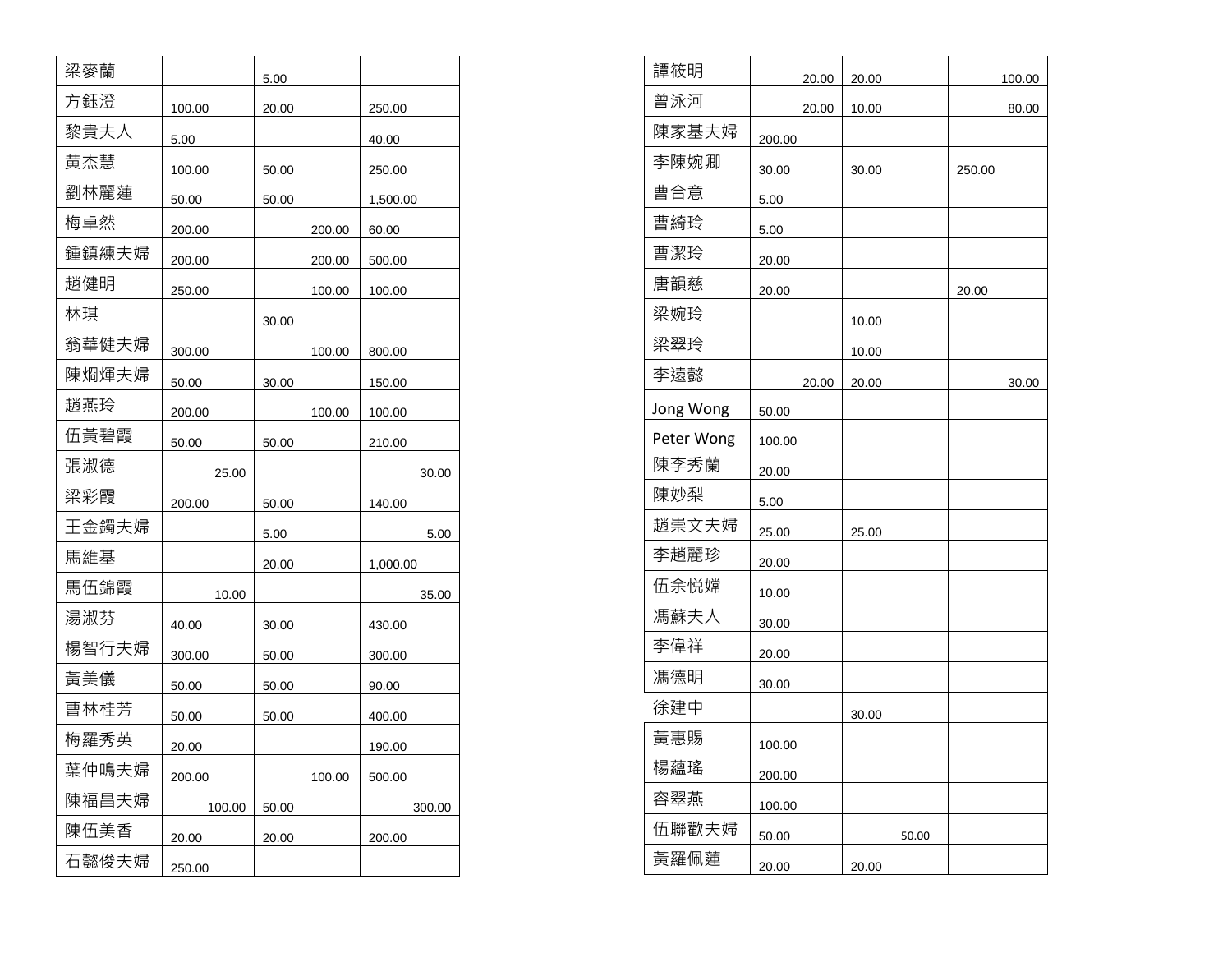| | | | |
|---|---|---|---|
| 梁麥蘭 | | 5.00 | |
| 方鈺澄 | 100.00 | 20.00 | 250.00 |
| 黎貴夫人 | 5.00 | | 40.00 |
| 黃杰慧 | 100.00 | 50.00 | 250.00 |
| 劉林麗蓮 | 50.00 | 50.00 | 1,500.00 |
| 梅卓然 | 200.00 | 200.00 | 60.00 |
| 鍾鎮練夫婦 | 200.00 | 200.00 | 500.00 |
| 趙健明 | 250.00 | 100.00 | 100.00 |
| 林琪 | | 30.00 | |
| 翁華健夫婦 | 300.00 | 100.00 | 800.00 |
| 陳烱熚夫婦 | 50.00 | 30.00 | 150.00 |
| 趙燕玲 | 200.00 | 100.00 | 100.00 |
| 伍黃碧霞 | 50.00 | 50.00 | 210.00 |
| 張淑德 | 25.00 | | 30.00 |
| 梁彩霞 | 200.00 | 50.00 | 140.00 |
| 王金鐲夫婦 | | 5.00 | 5.00 |
| 馬維基 | | 20.00 | 1,000.00 |
| 馬伍錦霞 | 10.00 | | 35.00 |
| 湯淑芬 | 40.00 | 30.00 | 430.00 |
| 楊智行夫婦 | 300.00 | 50.00 | 300.00 |
| 黃美儀 | 50.00 | 50.00 | 90.00 |
| 曹林桂芳 | 50.00 | 50.00 | 400.00 |
| 梅羅秀英 | 20.00 | | 190.00 |
| 葉仲鳴夫婦 | 200.00 | 100.00 | 500.00 |
| 陳福昌夫婦 | 100.00 | 50.00 | 300.00 |
| 陳伍美香 | 20.00 | 20.00 | 200.00 |
| 石懿俊夫婦 | 250.00 | | |

| | | | |
|---|---|---|---|
| 譚筱明 | 20.00 | 20.00 | 100.00 |
| 曾泳河 | 20.00 | 10.00 | 80.00 |
| 陳家基夫婦 | 200.00 | | |
| 李陳婉卿 | 30.00 | 30.00 | 250.00 |
| 曹合意 | 5.00 | | |
| 曹綺玲 | 5.00 | | |
| 曹潔玲 | 20.00 | | |
| 唐韻慈 | 20.00 | | 20.00 |
| 梁婉玲 | | 10.00 | |
| 梁翠玲 | | 10.00 | |
| 李遠懿 | 20.00 | 20.00 | 30.00 |
| Jong Wong | 50.00 | | |
| Peter Wong | 100.00 | | |
| 陳李秀蘭 | 20.00 | | |
| 陳妙梨 | 5.00 | | |
| 趙崇文夫婦 | 25.00 | 25.00 | |
| 李趙麗珍 | 20.00 | | |
| 伍余悅嫦 | 10.00 | | |
| 馮蘇夫人 | 30.00 | | |
| 李偉祥 | 20.00 | | |
| 馮德明 | 30.00 | | |
| 徐建中 | | 30.00 | |
| 黃惠賜 | 100.00 | | |
| 楊蘊瑤 | 200.00 | | |
| 容翠燕 | 100.00 | | |
| 伍聯歡夫婦 | 50.00 | 50.00 | |
| 黃羅佩蓮 | 20.00 | 20.00 | |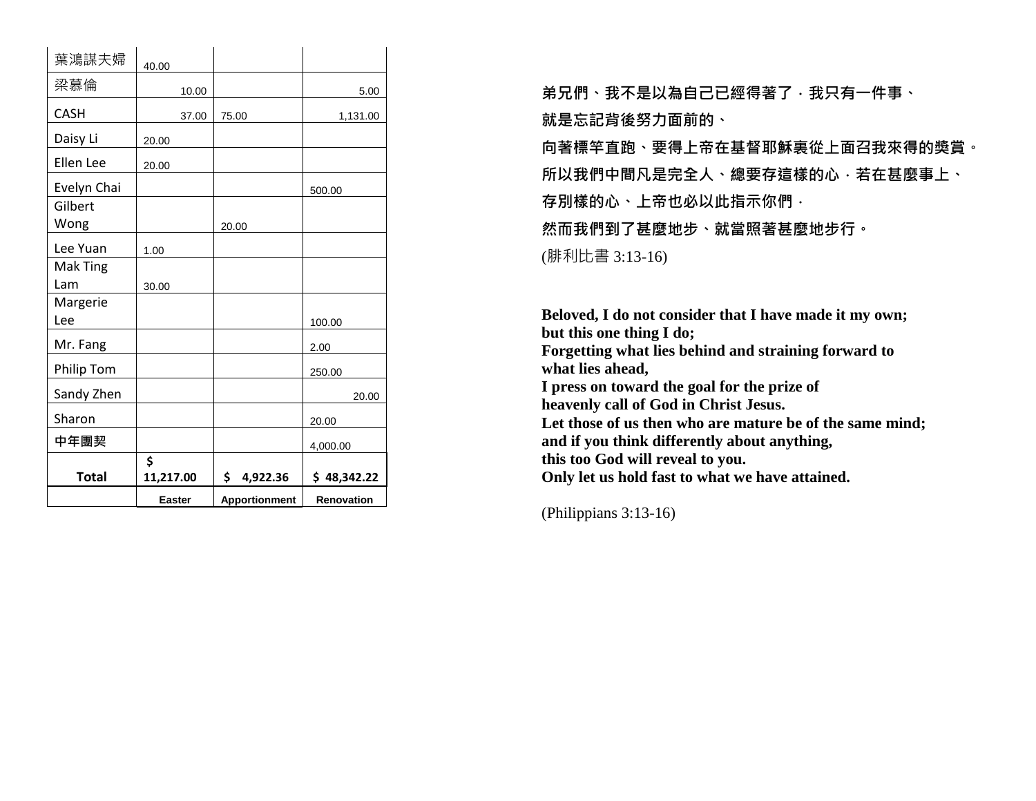| | | | |
|---|---|---|---|
| 葉鴻謀夫婦 | 40.00 | | |
| 梁慕倫 | 10.00 | | 5.00 |
| CASH | 37.00 | 75.00 | 1,131.00 |
| Daisy Li | 20.00 | | |
| Ellen Lee | 20.00 | | |
| Evelyn Chai | | | 500.00 |
| Gilbert Wong | | 20.00 | |
| Lee Yuan | 1.00 | | |
| Mak Ting Lam | 30.00 | | |
| Margerie Lee | | | 100.00 |
| Mr. Fang | | | 2.00 |
| Philip Tom | | | 250.00 |
| Sandy Zhen | | | 20.00 |
| Sharon | | | 20.00 |
| 中年團契 | | | 4,000.00 |
| **Total** | **$ 11,217.00** | **$ 4,922.36** | **$ 48,342.22** |
| | **Easter** | **Apportionment** | **Renovation** |

**弟兄們、我不是以為自己已經得著了．我只有一件事、**
**就是忘記背後努力面前的、**
**向著標竿直跑、要得上帝在基督耶穌裏從上面召我來得的獎賞。**
**所以我們中間凡是完全人、總要存這樣的心．若在甚麼事上、**
**存別樣的心、上帝也必以此指示你們．**
**然而我們到了甚麼地步、就當照著甚麼地步行。**

(腓利比書 3:13-16)

**Beloved, I do not consider that I have made it my own;**
**but this one thing I do;**
**Forgetting what lies behind and straining forward to what lies ahead,**
**I press on toward the goal for the prize of heavenly call of God in Christ Jesus.**
**Let those of us then who are mature be of the same mind;**
**and if you think differently about anything,**
**this too God will reveal to you.**
**Only let us hold fast to what we have attained.**

(Philippians 3:13-16)